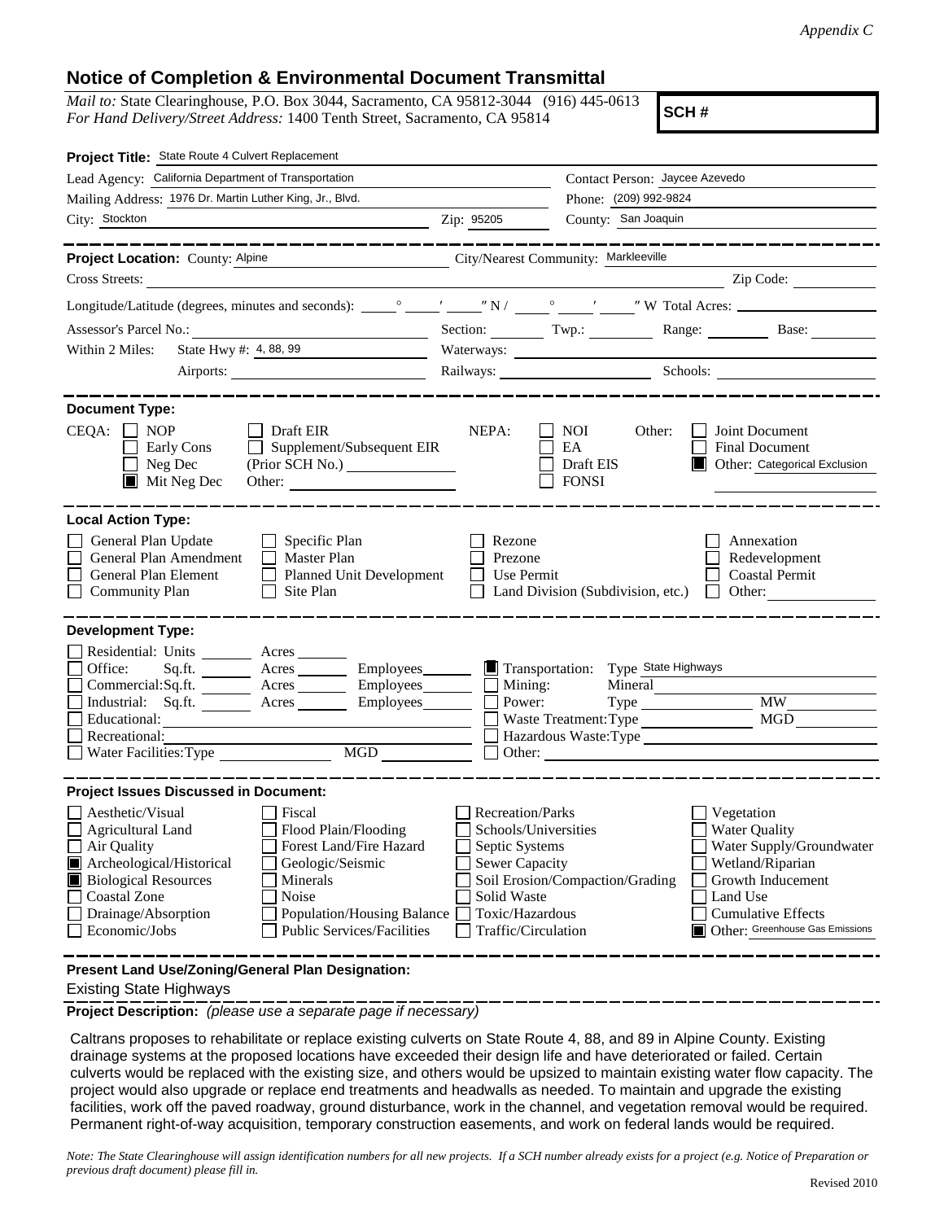*Appendix C*

# Notice of Completion & Environmental Document Transmittal

*Mail to:* State Clearinghouse, P.O. Box 3044, Sacramento, CA 95812-3044 (916) 445-0613
*For Hand Delivery/Street Address:* 1400 Tenth Street, Sacramento, CA 95814

**SCH #**

**Project Title:** State Route 4 Culvert Replacement

Lead Agency: California Department of Transportation
Contact Person: Jaycee Azevedo

Mailing Address: 1976 Dr. Martin Luther King, Jr., Blvd.
Phone: (209) 992-9824

City: Stockton
Zip: 95205
County: San Joaquin

---

**Project Location:** County: Alpine
City/Nearest Community: Markleeville

Cross Streets:
Zip Code:

Longitude/Latitude (degrees, minutes and seconds): ___° ___′ ___″ N / ___° ___′ ___″ W Total Acres:

Assessor's Parcel No.:
Section: Twp.: Range: Base:

Within 2 Miles: State Hwy #: 4, 88, 99
Waterways:

Airports:
Railways:
Schools:

---

**Document Type:**

CEQA:
- [ ] NOP
- [ ] Early Cons
- [ ] Neg Dec
- [x] Mit Neg Dec
- [ ] Draft EIR
- [ ] Supplement/Subsequent EIR (Prior SCH No.)
- Other:

NEPA:
- [ ] NOI
- [ ] EA
- [ ] Draft EIS
- [ ] FONSI

Other:
- [ ] Joint Document
- [ ] Final Document
- [x] Other: Categorical Exclusion

---

**Local Action Type:**

- [ ] General Plan Update
- [ ] General Plan Amendment
- [ ] General Plan Element
- [ ] Community Plan
- [ ] Specific Plan
- [ ] Master Plan
- [ ] Planned Unit Development
- [ ] Site Plan
- [ ] Rezone
- [ ] Prezone
- [ ] Use Permit
- [ ] Land Division (Subdivision, etc.)
- [ ] Annexation
- [ ] Redevelopment
- [ ] Coastal Permit
- [ ] Other:

---

**Development Type:**

- [ ] Residential: Units ___ Acres ___
- [ ] Office: Sq.ft. ___ Acres ___ Employees ___
- [ ] Commercial: Sq.ft. ___ Acres ___ Employees ___
- [ ] Industrial: Sq.ft. ___ Acres ___ Employees ___
- [ ] Educational:
- [ ] Recreational:
- [ ] Water Facilities: Type ___ MGD ___
- [x] Transportation: Type State Highways
- [ ] Mining: Mineral
- [ ] Power: Type ___ MW
- [ ] Waste Treatment: Type ___ MGD
- [ ] Hazardous Waste: Type
- [ ] Other:

---

**Project Issues Discussed in Document:**

- [ ] Aesthetic/Visual
- [ ] Agricultural Land
- [ ] Air Quality
- [x] Archeological/Historical
- [x] Biological Resources
- [ ] Coastal Zone
- [ ] Drainage/Absorption
- [ ] Economic/Jobs
- [ ] Fiscal
- [ ] Flood Plain/Flooding
- [ ] Forest Land/Fire Hazard
- [ ] Geologic/Seismic
- [ ] Minerals
- [ ] Noise
- [ ] Population/Housing Balance
- [ ] Public Services/Facilities
- [ ] Recreation/Parks
- [ ] Schools/Universities
- [ ] Septic Systems
- [ ] Sewer Capacity
- [ ] Soil Erosion/Compaction/Grading
- [ ] Solid Waste
- [ ] Toxic/Hazardous
- [ ] Traffic/Circulation
- [ ] Vegetation
- [ ] Water Quality
- [ ] Water Supply/Groundwater
- [ ] Wetland/Riparian
- [ ] Growth Inducement
- [ ] Land Use
- [ ] Cumulative Effects
- [x] Other: Greenhouse Gas Emissions

---

**Present Land Use/Zoning/General Plan Designation:**

Existing State Highways

---

**Project Description:** *(please use a separate page if necessary)*

Caltrans proposes to rehabilitate or replace existing culverts on State Route 4, 88, and 89 in Alpine County. Existing drainage systems at the proposed locations have exceeded their design life and have deteriorated or failed. Certain culverts would be replaced with the existing size, and others would be upsized to maintain existing water flow capacity. The project would also upgrade or replace end treatments and headwalls as needed. To maintain and upgrade the existing facilities, work off the paved roadway, ground disturbance, work in the channel, and vegetation removal would be required. Permanent right-of-way acquisition, temporary construction easements, and work on federal lands would be required.

*Note: The State Clearinghouse will assign identification numbers for all new projects. If a SCH number already exists for a project (e.g. Notice of Preparation or previous draft document) please fill in.*

Revised 2010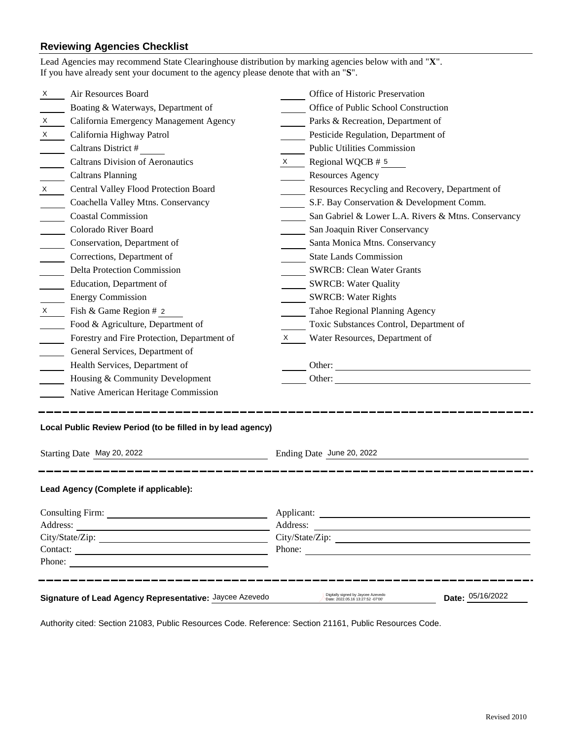## Reviewing Agencies Checklist

Lead Agencies may recommend State Clearinghouse distribution by marking agencies below with and "**X**".
If you have already sent your document to the agency please denote that with an "**S**".

| | | | |
|---|---|---|---|
| X | Air Resources Board | | Office of Historic Preservation |
| | Boating & Waterways, Department of | | Office of Public School Construction |
| X | California Emergency Management Agency | | Parks & Recreation, Department of |
| X | California Highway Patrol | | Pesticide Regulation, Department of |
| | Caltrans District # | | Public Utilities Commission |
| | Caltrans Division of Aeronautics | X | Regional WQCB # 5 |
| | Caltrans Planning | | Resources Agency |
| X | Central Valley Flood Protection Board | | Resources Recycling and Recovery, Department of |
| | Coachella Valley Mtns. Conservancy | | S.F. Bay Conservation & Development Comm. |
| | Coastal Commission | | San Gabriel & Lower L.A. Rivers & Mtns. Conservancy |
| | Colorado River Board | | San Joaquin River Conservancy |
| | Conservation, Department of | | Santa Monica Mtns. Conservancy |
| | Corrections, Department of | | State Lands Commission |
| | Delta Protection Commission | | SWRCB: Clean Water Grants |
| | Education, Department of | | SWRCB: Water Quality |
| | Energy Commission | | SWRCB: Water Rights |
| X | Fish & Game Region # 2 | | Tahoe Regional Planning Agency |
| | Food & Agriculture, Department of | | Toxic Substances Control, Department of |
| | Forestry and Fire Protection, Department of | X | Water Resources, Department of |
| | General Services, Department of | | |
| | Health Services, Department of | | Other: |
| | Housing & Community Development | | Other: |
| | Native American Heritage Commission | | |

---

**Local Public Review Period (to be filled in by lead agency)**

Starting Date May 20, 2022 Ending Date June 20, 2022

---

**Lead Agency (Complete if applicable):**

Consulting Firm:
Address:
City/State/Zip:
Contact:
Phone:

Applicant:
Address:
City/State/Zip:
Phone:

---

**Signature of Lead Agency Representative:** Jaycee Azevedo Digitally signed by Jaycee Azevedo Date: 2022.05.16 13:27:52 -07'00' **Date:** 05/16/2022

Authority cited: Section 21083, Public Resources Code. Reference: Section 21161, Public Resources Code.

Revised 2010